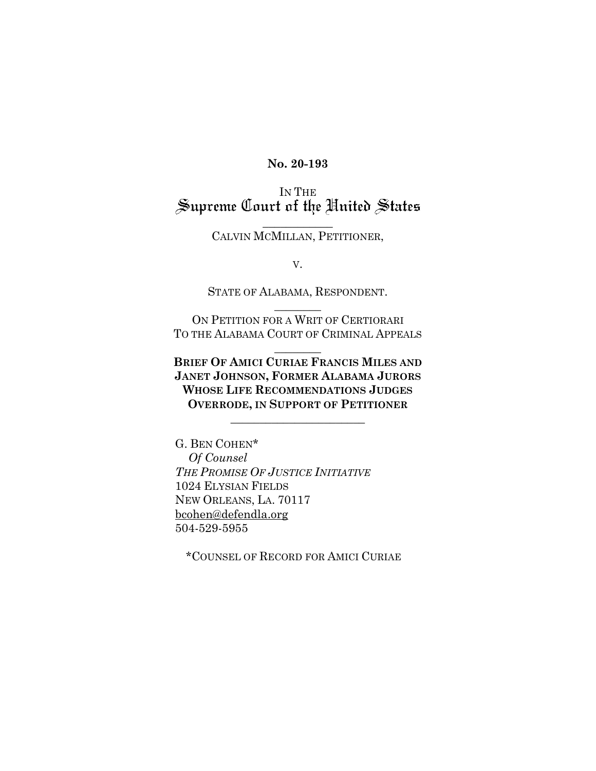**No. 20-193**

IN THE
Supreme Court of the United States

---

CALVIN MCMILLAN, PETITIONER,

V.

STATE OF ALABAMA, RESPONDENT.

---

ON PETITION FOR A WRIT OF CERTIORARI
TO THE ALABAMA COURT OF CRIMINAL APPEALS

---

**BRIEF OF AMICI CURIAE FRANCIS MILES AND JANET JOHNSON, FORMER ALABAMA JURORS WHOSE LIFE RECOMMENDATIONS JUDGES OVERRODE, IN SUPPORT OF PETITIONER**

---

G. BEN COHEN*
*Of Counsel*
*THE PROMISE OF JUSTICE INITIATIVE*
1024 ELYSIAN FIELDS
NEW ORLEANS, LA. 70117
bcohen@defendla.org
504-529-5955

*COUNSEL OF RECORD FOR AMICI CURIAE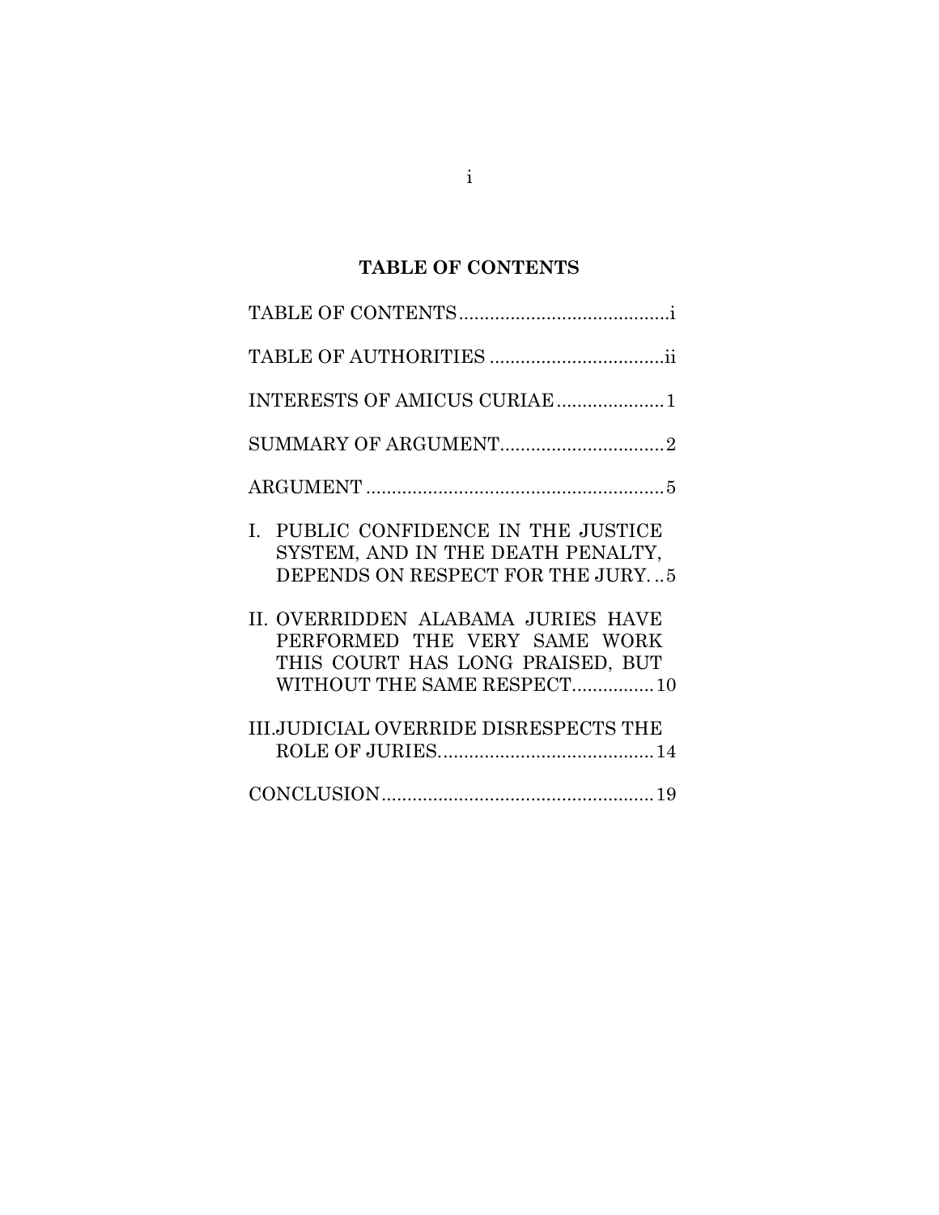# TABLE OF CONTENTS

TABLE OF CONTENTS ........................................ i

TABLE OF AUTHORITIES .................................. ii

INTERESTS OF AMICUS CURIAE ..................... 1

SUMMARY OF ARGUMENT ................................ 2

ARGUMENT ......................................................... 5

I. PUBLIC CONFIDENCE IN THE JUSTICE SYSTEM, AND IN THE DEATH PENALTY, DEPENDS ON RESPECT FOR THE JURY. .. 5

II. OVERRIDDEN ALABAMA JURIES HAVE PERFORMED THE VERY SAME WORK THIS COURT HAS LONG PRAISED, BUT WITHOUT THE SAME RESPECT ................ 10

III. JUDICIAL OVERRIDE DISRESPECTS THE ROLE OF JURIES .......................................... 14

CONCLUSION ..................................................... 19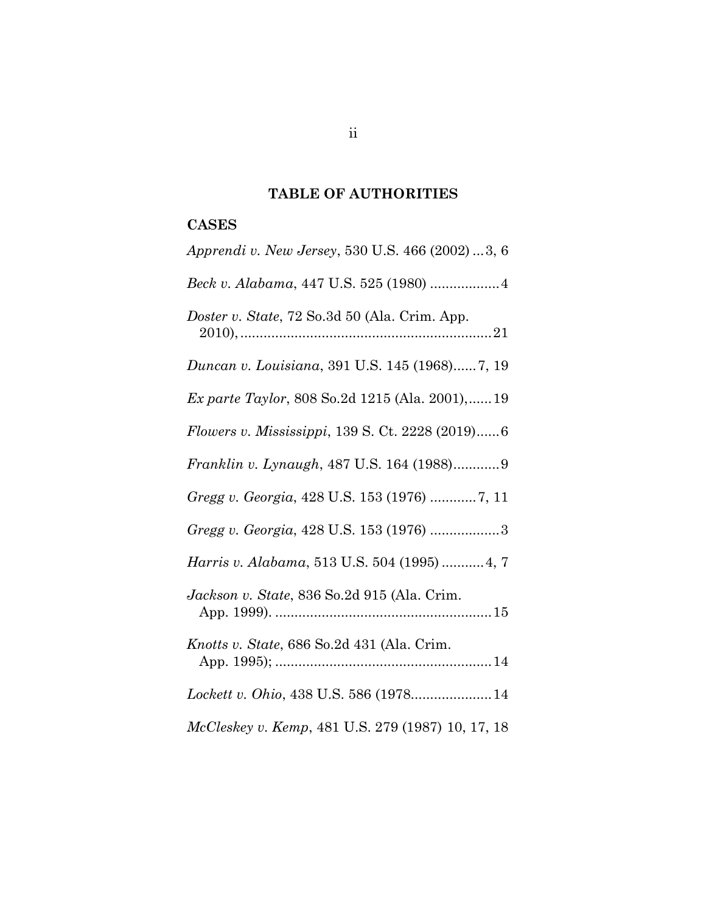## TABLE OF AUTHORITIES

### CASES

*Apprendi v. New Jersey*, 530 U.S. 466 (2002) ... 3, 6

*Beck v. Alabama*, 447 U.S. 525 (1980) .................. 4

*Doster v. State*, 72 So.3d 50 (Ala. Crim. App. 2010), ................................................................ 21

*Duncan v. Louisiana*, 391 U.S. 145 (1968)...... 7, 19

*Ex parte Taylor*, 808 So.2d 1215 (Ala. 2001), ...... 19

*Flowers v. Mississippi*, 139 S. Ct. 2228 (2019)...... 6

*Franklin v. Lynaugh*, 487 U.S. 164 (1988)............ 9

*Gregg v. Georgia*, 428 U.S. 153 (1976) ............ 7, 11

*Gregg v. Georgia*, 428 U.S. 153 (1976) .................. 3

*Harris v. Alabama*, 513 U.S. 504 (1995) ........... 4, 7

*Jackson v. State*, 836 So.2d 915 (Ala. Crim. App. 1999). ........................................................ 15

*Knotts v. State*, 686 So.2d 431 (Ala. Crim. App. 1995); ........................................................ 14

*Lockett v. Ohio*, 438 U.S. 586 (1978..................... 14

*McCleskey v. Kemp*, 481 U.S. 279 (1987) 10, 17, 18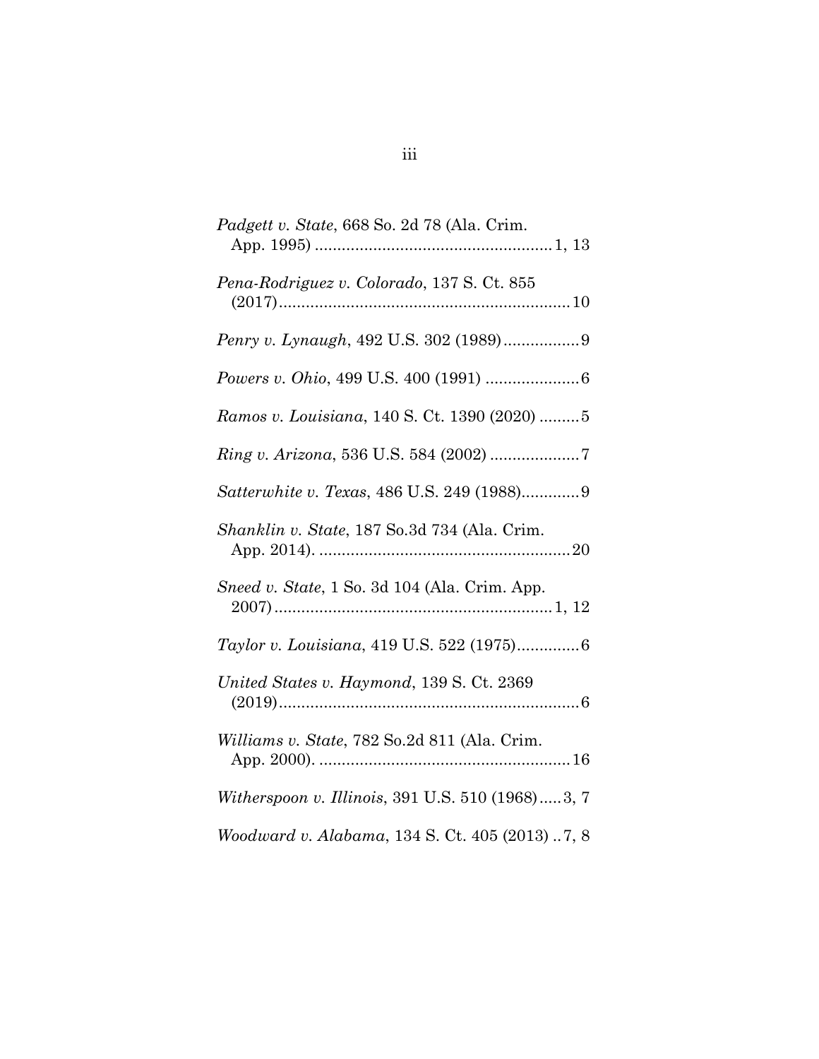*Padgett v. State*, 668 So. 2d 78 (Ala. Crim. App. 1995) ..................................................... 1, 13

*Pena-Rodriguez v. Colorado*, 137 S. Ct. 855 (2017) ................................................................. 10

*Penry v. Lynaugh*, 492 U.S. 302 (1989) ................. 9

*Powers v. Ohio*, 499 U.S. 400 (1991) ..................... 6

*Ramos v. Louisiana*, 140 S. Ct. 1390 (2020) ......... 5

*Ring v. Arizona*, 536 U.S. 584 (2002) .................... 7

*Satterwhite v. Texas*, 486 U.S. 249 (1988) ............. 9

*Shanklin v. State*, 187 So.3d 734 (Ala. Crim. App. 2014). ......................................................... 20

*Sneed v. State*, 1 So. 3d 104 (Ala. Crim. App. 2007) .............................................................. 1, 12

*Taylor v. Louisiana*, 419 U.S. 522 (1975) .............. 6

*United States v. Haymond*, 139 S. Ct. 2369 (2019) ................................................................... 6

*Williams v. State*, 782 So.2d 811 (Ala. Crim. App. 2000). ......................................................... 16

*Witherspoon v. Illinois*, 391 U.S. 510 (1968) ..... 3, 7

*Woodward v. Alabama*, 134 S. Ct. 405 (2013) .. 7, 8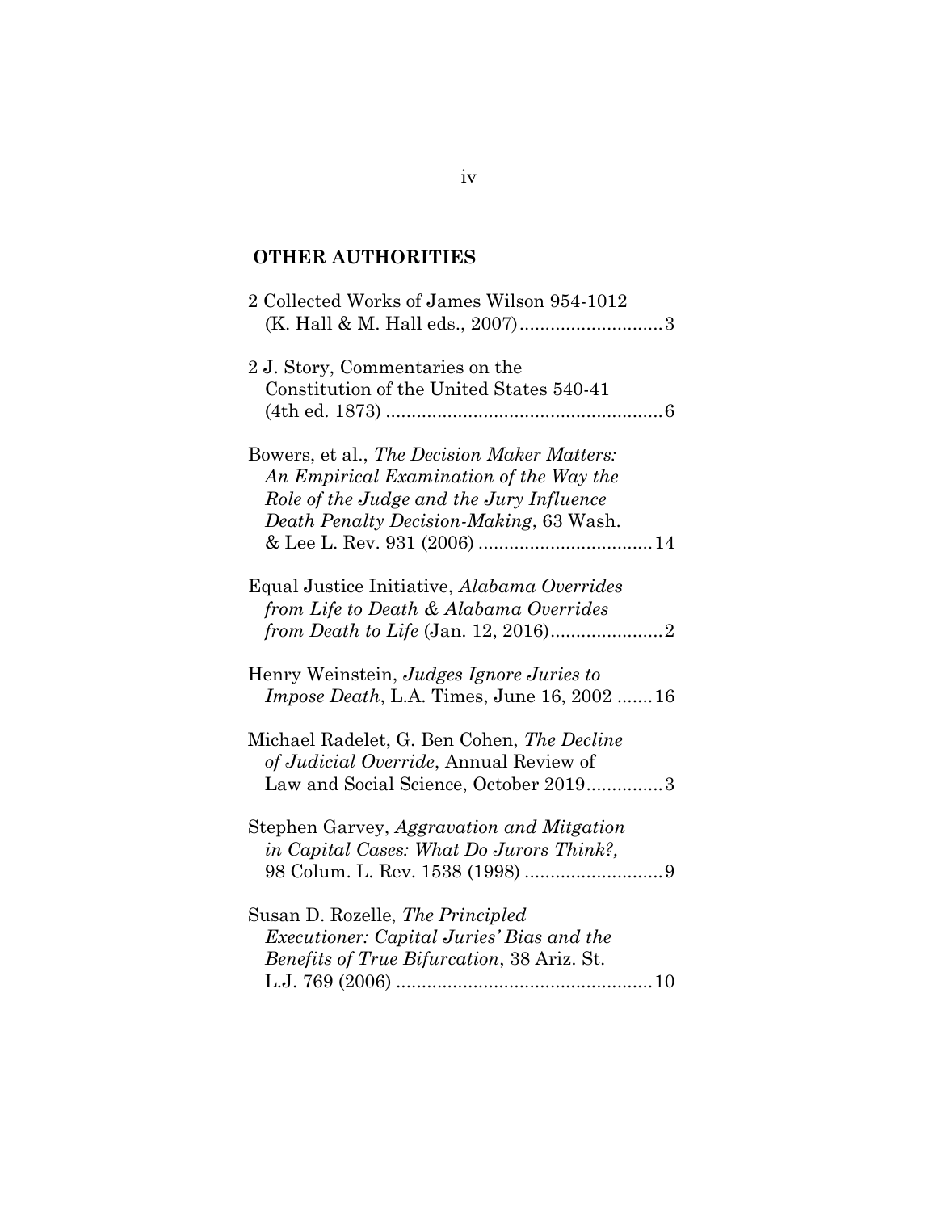## OTHER AUTHORITIES

2 Collected Works of James Wilson 954-1012 (K. Hall & M. Hall eds., 2007)............................3

2 J. Story, Commentaries on the Constitution of the United States 540-41 (4th ed. 1873) .....................................................6

Bowers, et al., *The Decision Maker Matters: An Empirical Examination of the Way the Role of the Judge and the Jury Influence Death Penalty Decision-Making*, 63 Wash. & Lee L. Rev. 931 (2006) ..................................14

Equal Justice Initiative, *Alabama Overrides from Life to Death & Alabama Overrides from Death to Life* (Jan. 12, 2016)......................2

Henry Weinstein, *Judges Ignore Juries to Impose Death*, L.A. Times, June 16, 2002 .......16

Michael Radelet, G. Ben Cohen, *The Decline of Judicial Override*, Annual Review of Law and Social Science, October 2019...............3

Stephen Garvey, *Aggravation and Mitgation in Capital Cases: What Do Jurors Think?,* 98 Colum. L. Rev. 1538 (1998) ...........................9

Susan D. Rozelle, *The Principled Executioner: Capital Juries' Bias and the Benefits of True Bifurcation*, 38 Ariz. St. L.J. 769 (2006) ..................................................10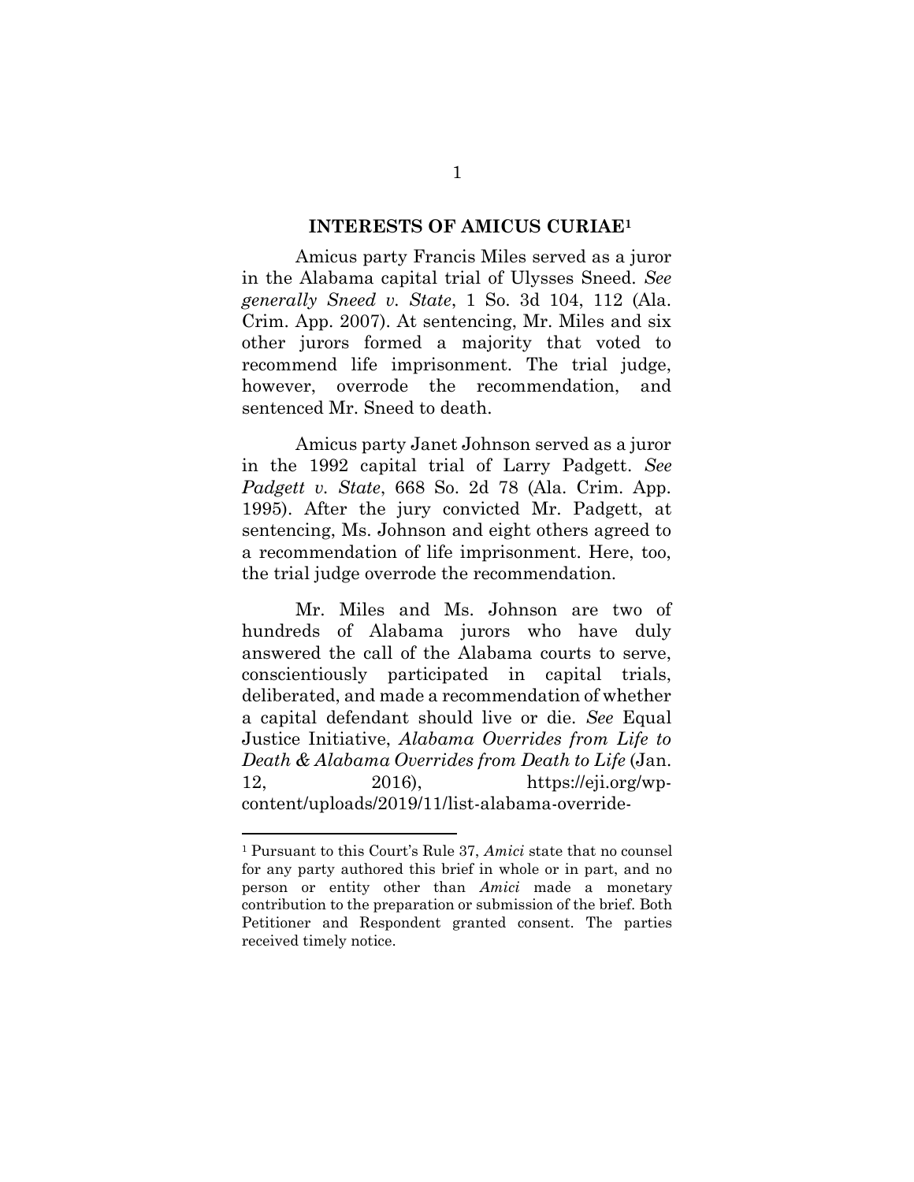## INTERESTS OF AMICUS CURIAE[1]

Amicus party Francis Miles served as a juror in the Alabama capital trial of Ulysses Sneed. *See generally Sneed v. State*, 1 So. 3d 104, 112 (Ala. Crim. App. 2007). At sentencing, Mr. Miles and six other jurors formed a majority that voted to recommend life imprisonment. The trial judge, however, overrode the recommendation, and sentenced Mr. Sneed to death.

Amicus party Janet Johnson served as a juror in the 1992 capital trial of Larry Padgett. *See Padgett v. State*, 668 So. 2d 78 (Ala. Crim. App. 1995). After the jury convicted Mr. Padgett, at sentencing, Ms. Johnson and eight others agreed to a recommendation of life imprisonment. Here, too, the trial judge overrode the recommendation.

Mr. Miles and Ms. Johnson are two of hundreds of Alabama jurors who have duly answered the call of the Alabama courts to serve, conscientiously participated in capital trials, deliberated, and made a recommendation of whether a capital defendant should live or die. *See* Equal Justice Initiative, *Alabama Overrides from Life to Death & Alabama Overrides from Death to Life* (Jan. 12, 2016), https://eji.org/wp-content/uploads/2019/11/list-alabama-override-

---

[1] Pursuant to this Court's Rule 37, *Amici* state that no counsel for any party authored this brief in whole or in part, and no person or entity other than *Amici* made a monetary contribution to the preparation or submission of the brief. Both Petitioner and Respondent granted consent. The parties received timely notice.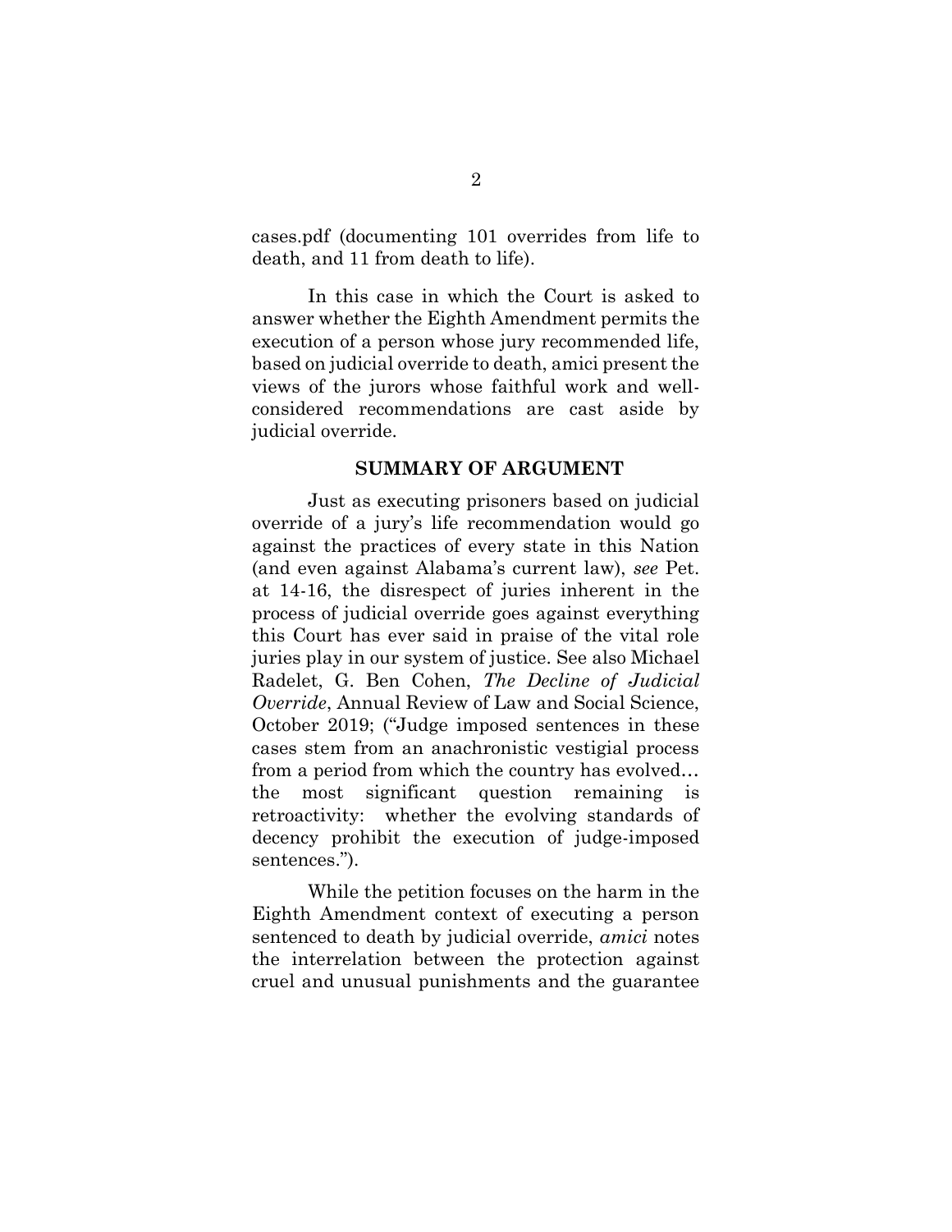cases.pdf (documenting 101 overrides from life to death, and 11 from death to life).

In this case in which the Court is asked to answer whether the Eighth Amendment permits the execution of a person whose jury recommended life, based on judicial override to death, amici present the views of the jurors whose faithful work and well-considered recommendations are cast aside by judicial override.

## SUMMARY OF ARGUMENT

Just as executing prisoners based on judicial override of a jury's life recommendation would go against the practices of every state in this Nation (and even against Alabama's current law), *see* Pet. at 14-16, the disrespect of juries inherent in the process of judicial override goes against everything this Court has ever said in praise of the vital role juries play in our system of justice. See also Michael Radelet, G. Ben Cohen, *The Decline of Judicial Override*, Annual Review of Law and Social Science, October 2019; ("Judge imposed sentences in these cases stem from an anachronistic vestigial process from a period from which the country has evolved… the most significant question remaining is retroactivity: whether the evolving standards of decency prohibit the execution of judge-imposed sentences.").

While the petition focuses on the harm in the Eighth Amendment context of executing a person sentenced to death by judicial override, *amici* notes the interrelation between the protection against cruel and unusual punishments and the guarantee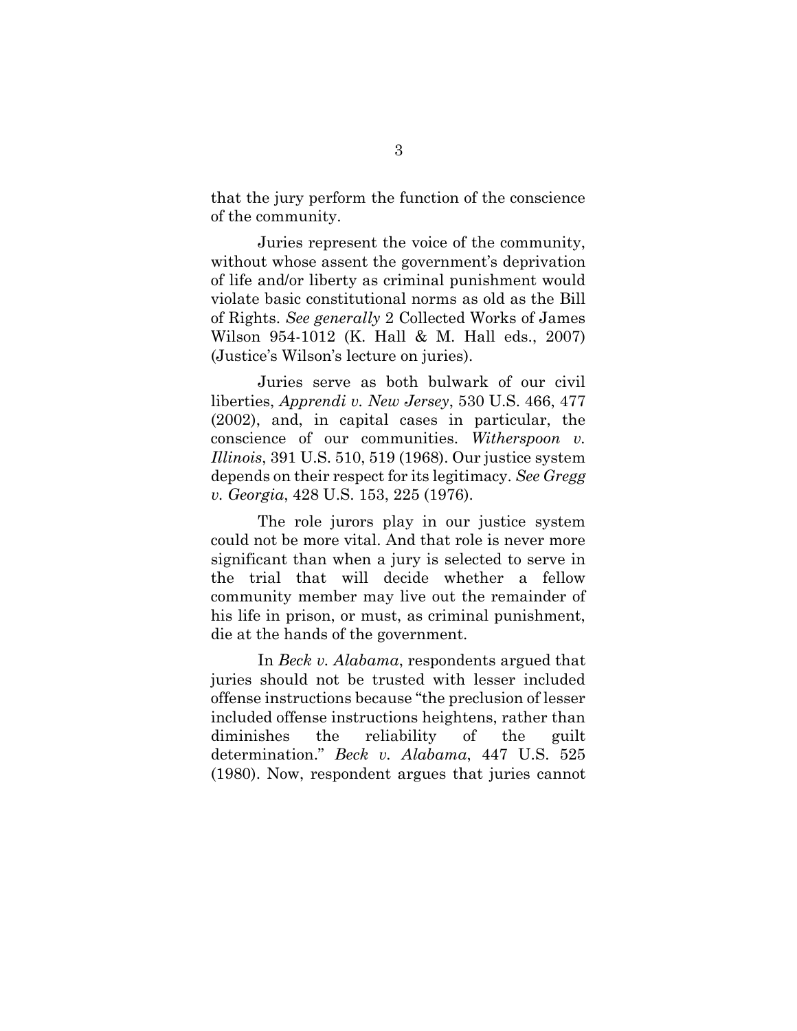that the jury perform the function of the conscience of the community.

Juries represent the voice of the community, without whose assent the government's deprivation of life and/or liberty as criminal punishment would violate basic constitutional norms as old as the Bill of Rights. *See generally* 2 Collected Works of James Wilson 954-1012 (K. Hall & M. Hall eds., 2007) (Justice's Wilson's lecture on juries).

Juries serve as both bulwark of our civil liberties, *Apprendi v. New Jersey*, 530 U.S. 466, 477 (2002), and, in capital cases in particular, the conscience of our communities. *Witherspoon v. Illinois*, 391 U.S. 510, 519 (1968). Our justice system depends on their respect for its legitimacy. *See Gregg v. Georgia*, 428 U.S. 153, 225 (1976).

The role jurors play in our justice system could not be more vital. And that role is never more significant than when a jury is selected to serve in the trial that will decide whether a fellow community member may live out the remainder of his life in prison, or must, as criminal punishment, die at the hands of the government.

In *Beck v. Alabama*, respondents argued that juries should not be trusted with lesser included offense instructions because "the preclusion of lesser included offense instructions heightens, rather than diminishes the reliability of the guilt determination." *Beck v. Alabama*, 447 U.S. 525 (1980). Now, respondent argues that juries cannot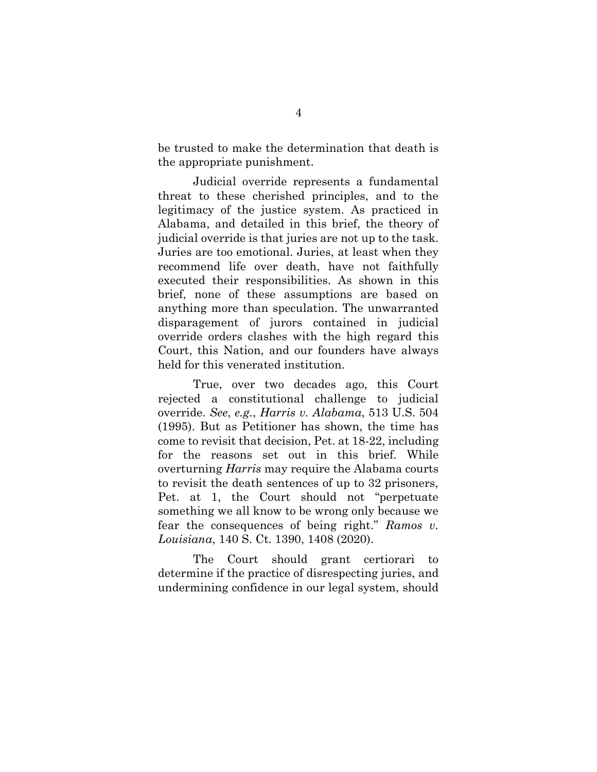be trusted to make the determination that death is the appropriate punishment.

Judicial override represents a fundamental threat to these cherished principles, and to the legitimacy of the justice system. As practiced in Alabama, and detailed in this brief, the theory of judicial override is that juries are not up to the task. Juries are too emotional. Juries, at least when they recommend life over death, have not faithfully executed their responsibilities. As shown in this brief, none of these assumptions are based on anything more than speculation. The unwarranted disparagement of jurors contained in judicial override orders clashes with the high regard this Court, this Nation, and our founders have always held for this venerated institution.

True, over two decades ago, this Court rejected a constitutional challenge to judicial override. *See*, *e.g.*, *Harris v. Alabama*, 513 U.S. 504 (1995). But as Petitioner has shown, the time has come to revisit that decision, Pet. at 18-22, including for the reasons set out in this brief. While overturning *Harris* may require the Alabama courts to revisit the death sentences of up to 32 prisoners, Pet. at 1, the Court should not "perpetuate something we all know to be wrong only because we fear the consequences of being right." *Ramos v. Louisiana*, 140 S. Ct. 1390, 1408 (2020).

The Court should grant certiorari to determine if the practice of disrespecting juries, and undermining confidence in our legal system, should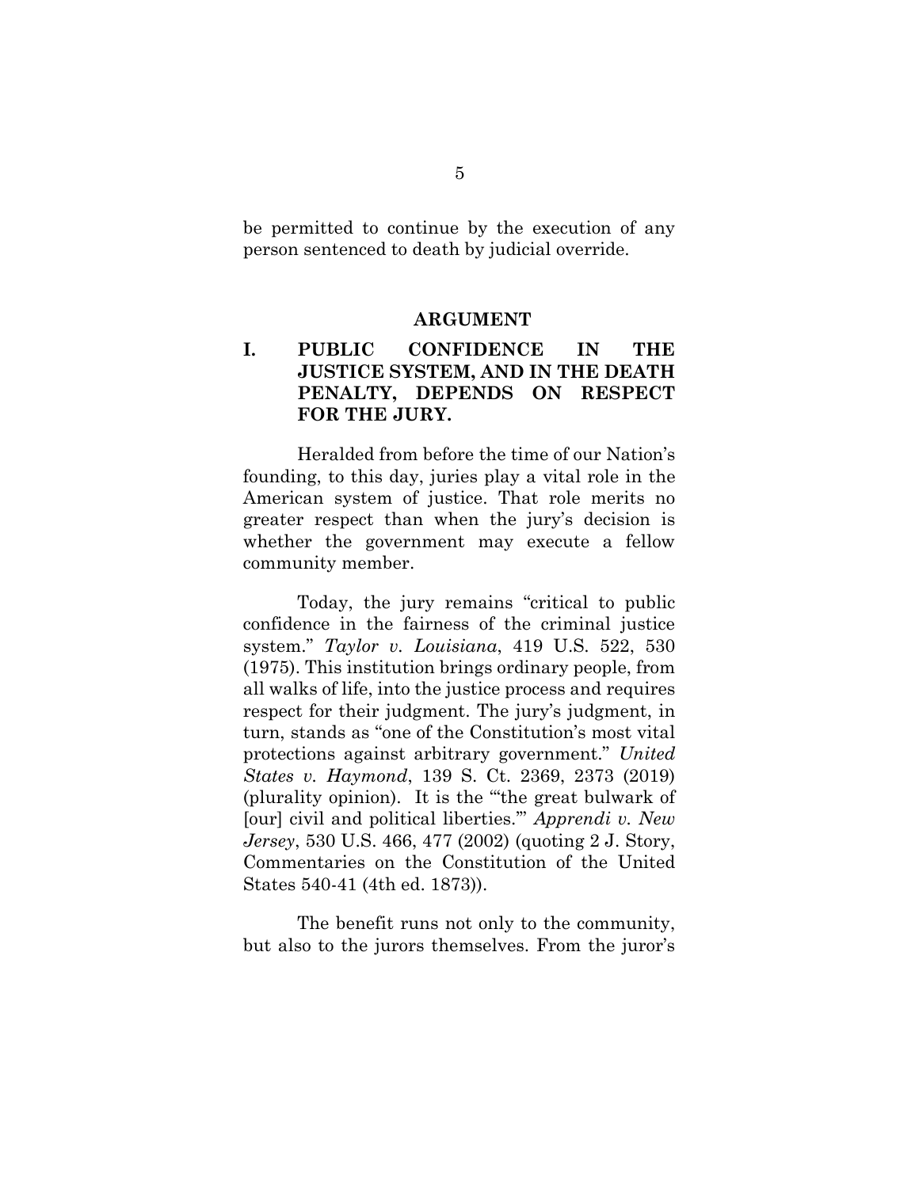be permitted to continue by the execution of any person sentenced to death by judicial override.

## ARGUMENT

### I. PUBLIC CONFIDENCE IN THE JUSTICE SYSTEM, AND IN THE DEATH PENALTY, DEPENDS ON RESPECT FOR THE JURY.

Heralded from before the time of our Nation's founding, to this day, juries play a vital role in the American system of justice. That role merits no greater respect than when the jury's decision is whether the government may execute a fellow community member.

Today, the jury remains "critical to public confidence in the fairness of the criminal justice system." *Taylor v. Louisiana*, 419 U.S. 522, 530 (1975). This institution brings ordinary people, from all walks of life, into the justice process and requires respect for their judgment. The jury's judgment, in turn, stands as "one of the Constitution's most vital protections against arbitrary government." *United States v. Haymond*, 139 S. Ct. 2369, 2373 (2019) (plurality opinion). It is the "'the great bulwark of [our] civil and political liberties.'" *Apprendi v. New Jersey*, 530 U.S. 466, 477 (2002) (quoting 2 J. Story, Commentaries on the Constitution of the United States 540-41 (4th ed. 1873)).

The benefit runs not only to the community, but also to the jurors themselves. From the juror's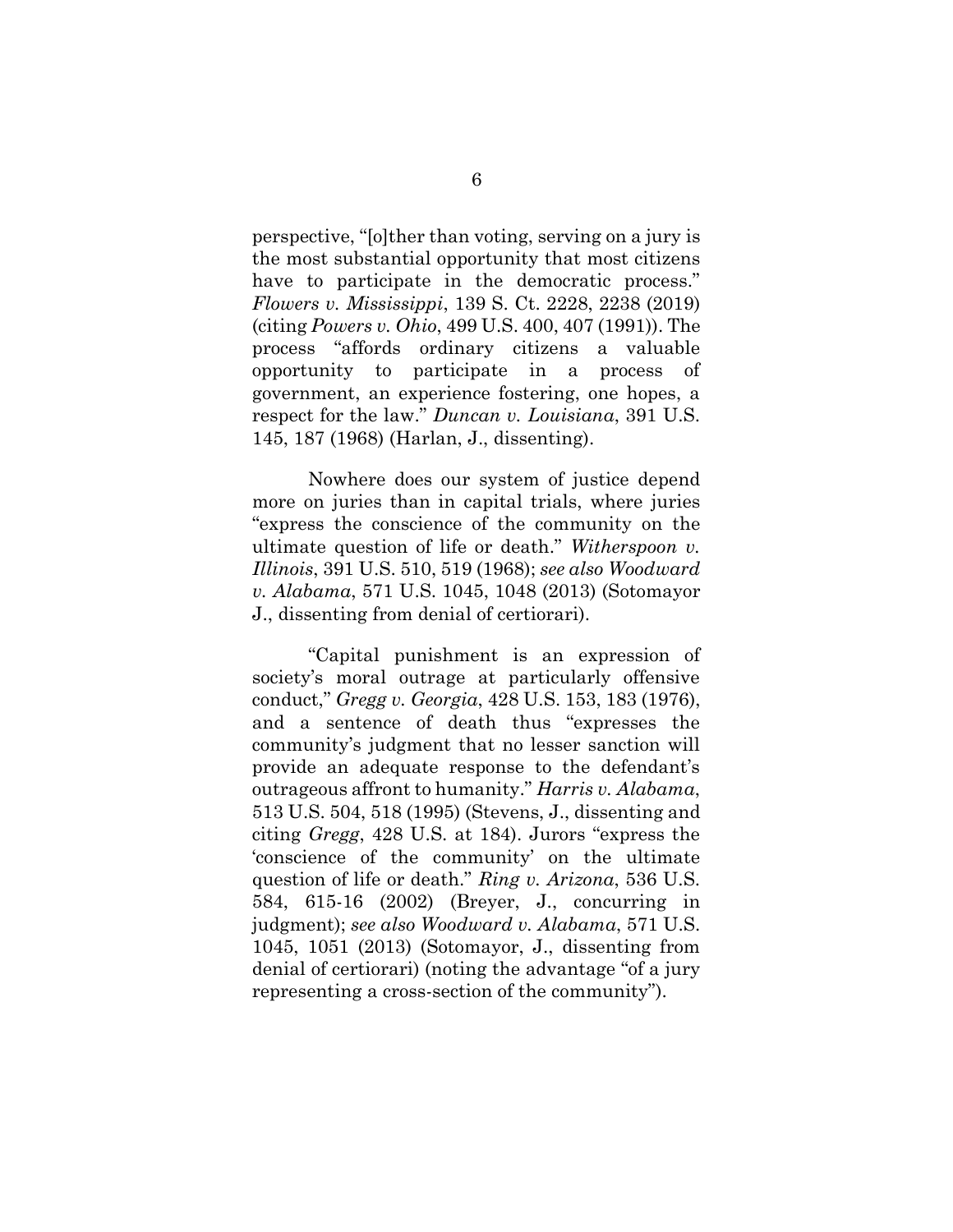perspective, "[o]ther than voting, serving on a jury is the most substantial opportunity that most citizens have to participate in the democratic process." *Flowers v. Mississippi*, 139 S. Ct. 2228, 2238 (2019) (citing *Powers v. Ohio*, 499 U.S. 400, 407 (1991)). The process "affords ordinary citizens a valuable opportunity to participate in a process of government, an experience fostering, one hopes, a respect for the law." *Duncan v. Louisiana*, 391 U.S. 145, 187 (1968) (Harlan, J., dissenting).

Nowhere does our system of justice depend more on juries than in capital trials, where juries "express the conscience of the community on the ultimate question of life or death." *Witherspoon v. Illinois*, 391 U.S. 510, 519 (1968); *see also Woodward v. Alabama*, 571 U.S. 1045, 1048 (2013) (Sotomayor J., dissenting from denial of certiorari).

"Capital punishment is an expression of society's moral outrage at particularly offensive conduct," *Gregg v. Georgia*, 428 U.S. 153, 183 (1976), and a sentence of death thus "expresses the community's judgment that no lesser sanction will provide an adequate response to the defendant's outrageous affront to humanity." *Harris v. Alabama*, 513 U.S. 504, 518 (1995) (Stevens, J., dissenting and citing *Gregg*, 428 U.S. at 184). Jurors "express the 'conscience of the community' on the ultimate question of life or death." *Ring v. Arizona*, 536 U.S. 584, 615-16 (2002) (Breyer, J., concurring in judgment); *see also Woodward v. Alabama*, 571 U.S. 1045, 1051 (2013) (Sotomayor, J., dissenting from denial of certiorari) (noting the advantage "of a jury representing a cross-section of the community").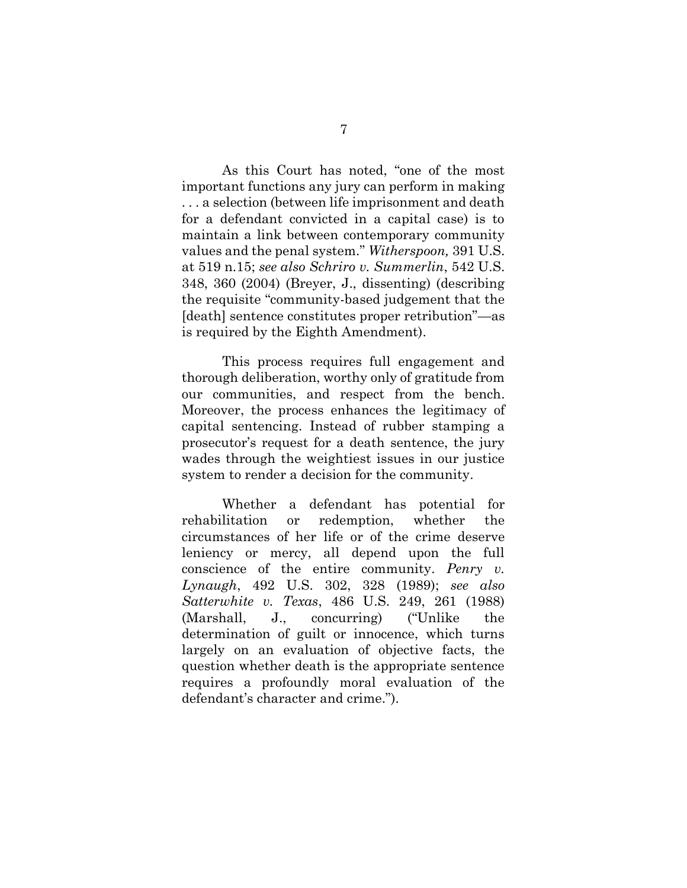As this Court has noted, "one of the most important functions any jury can perform in making . . . a selection (between life imprisonment and death for a defendant convicted in a capital case) is to maintain a link between contemporary community values and the penal system." *Witherspoon,* 391 U.S. at 519 n.15; *see also Schriro v. Summerlin*, 542 U.S. 348, 360 (2004) (Breyer, J., dissenting) (describing the requisite "community-based judgement that the [death] sentence constitutes proper retribution"—as is required by the Eighth Amendment).

This process requires full engagement and thorough deliberation, worthy only of gratitude from our communities, and respect from the bench. Moreover, the process enhances the legitimacy of capital sentencing. Instead of rubber stamping a prosecutor's request for a death sentence, the jury wades through the weightiest issues in our justice system to render a decision for the community.

Whether a defendant has potential for rehabilitation or redemption, whether the circumstances of her life or of the crime deserve leniency or mercy, all depend upon the full conscience of the entire community. *Penry v. Lynaugh*, 492 U.S. 302, 328 (1989); *see also Satterwhite v. Texas*, 486 U.S. 249, 261 (1988) (Marshall, J., concurring) ("Unlike the determination of guilt or innocence, which turns largely on an evaluation of objective facts, the question whether death is the appropriate sentence requires a profoundly moral evaluation of the defendant's character and crime.").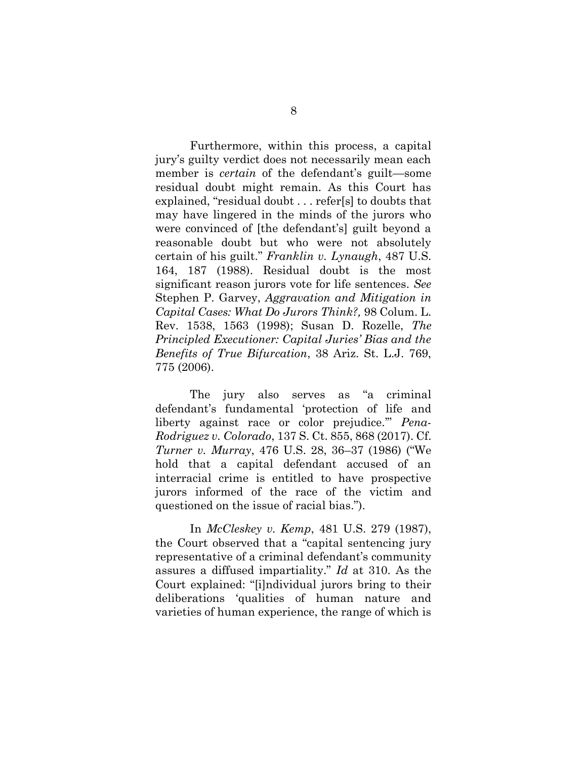Furthermore, within this process, a capital jury's guilty verdict does not necessarily mean each member is *certain* of the defendant's guilt—some residual doubt might remain. As this Court has explained, "residual doubt . . . refer[s] to doubts that may have lingered in the minds of the jurors who were convinced of [the defendant's] guilt beyond a reasonable doubt but who were not absolutely certain of his guilt." *Franklin v. Lynaugh*, 487 U.S. 164, 187 (1988). Residual doubt is the most significant reason jurors vote for life sentences. *See* Stephen P. Garvey, *Aggravation and Mitigation in Capital Cases: What Do Jurors Think?,* 98 Colum. L. Rev. 1538, 1563 (1998); Susan D. Rozelle, *The Principled Executioner: Capital Juries' Bias and the Benefits of True Bifurcation*, 38 Ariz. St. L.J. 769, 775 (2006).

The jury also serves as "a criminal defendant's fundamental 'protection of life and liberty against race or color prejudice.'" *Pena-Rodriguez v. Colorado*, 137 S. Ct. 855, 868 (2017). Cf. *Turner v. Murray*, 476 U.S. 28, 36–37 (1986) ("We hold that a capital defendant accused of an interracial crime is entitled to have prospective jurors informed of the race of the victim and questioned on the issue of racial bias.").

In *McCleskey v. Kemp*, 481 U.S. 279 (1987), the Court observed that a "capital sentencing jury representative of a criminal defendant's community assures a diffused impartiality." *Id* at 310. As the Court explained: "[i]ndividual jurors bring to their deliberations 'qualities of human nature and varieties of human experience, the range of which is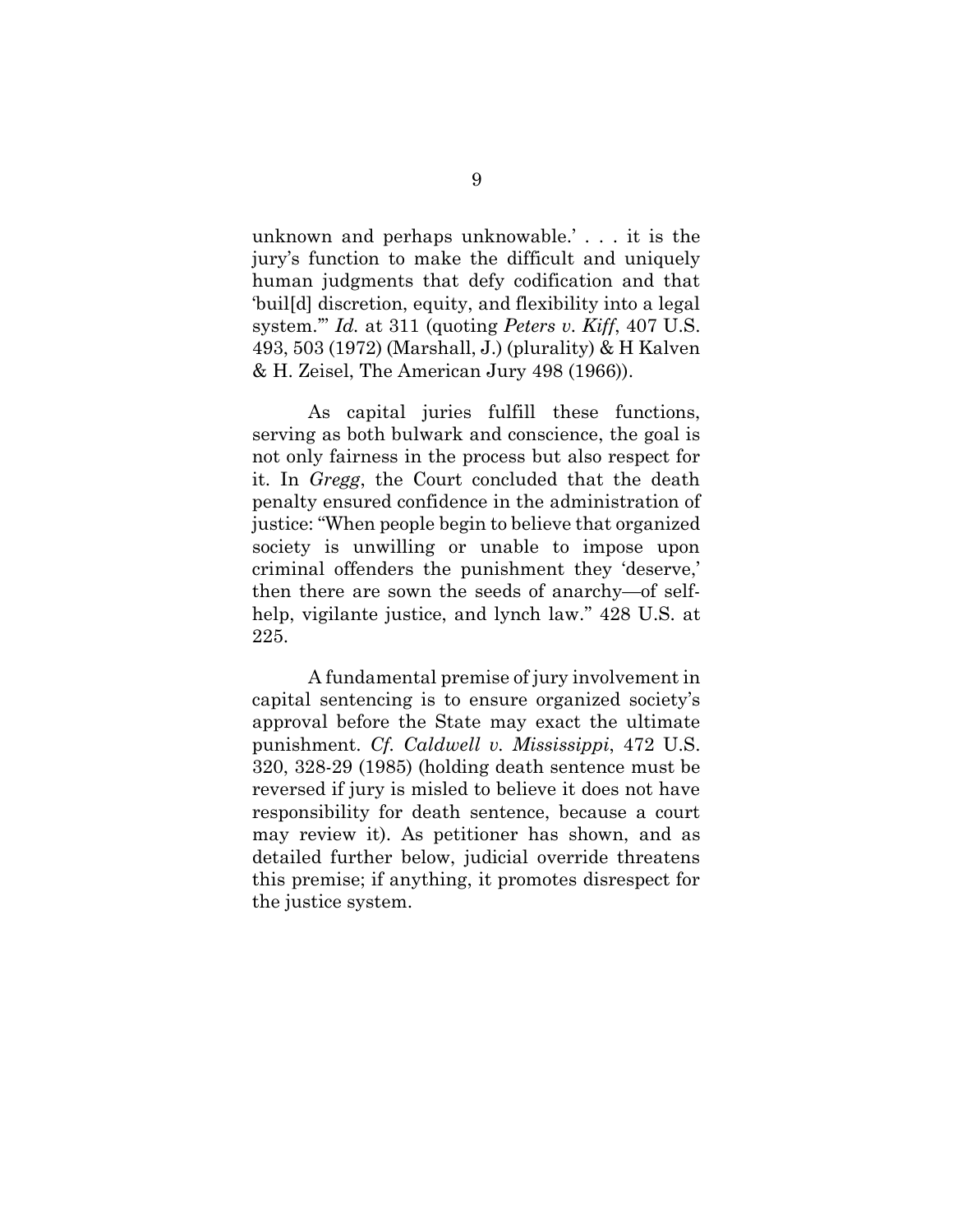unknown and perhaps unknowable.' . . . it is the jury's function to make the difficult and uniquely human judgments that defy codification and that 'buil[d] discretion, equity, and flexibility into a legal system.'" *Id.* at 311 (quoting *Peters v. Kiff*, 407 U.S. 493, 503 (1972) (Marshall, J.) (plurality) & H Kalven & H. Zeisel, The American Jury 498 (1966)).

As capital juries fulfill these functions, serving as both bulwark and conscience, the goal is not only fairness in the process but also respect for it. In *Gregg*, the Court concluded that the death penalty ensured confidence in the administration of justice: "When people begin to believe that organized society is unwilling or unable to impose upon criminal offenders the punishment they 'deserve,' then there are sown the seeds of anarchy—of self-help, vigilante justice, and lynch law." 428 U.S. at 225.

A fundamental premise of jury involvement in capital sentencing is to ensure organized society's approval before the State may exact the ultimate punishment. *Cf. Caldwell v. Mississippi*, 472 U.S. 320, 328-29 (1985) (holding death sentence must be reversed if jury is misled to believe it does not have responsibility for death sentence, because a court may review it). As petitioner has shown, and as detailed further below, judicial override threatens this premise; if anything, it promotes disrespect for the justice system.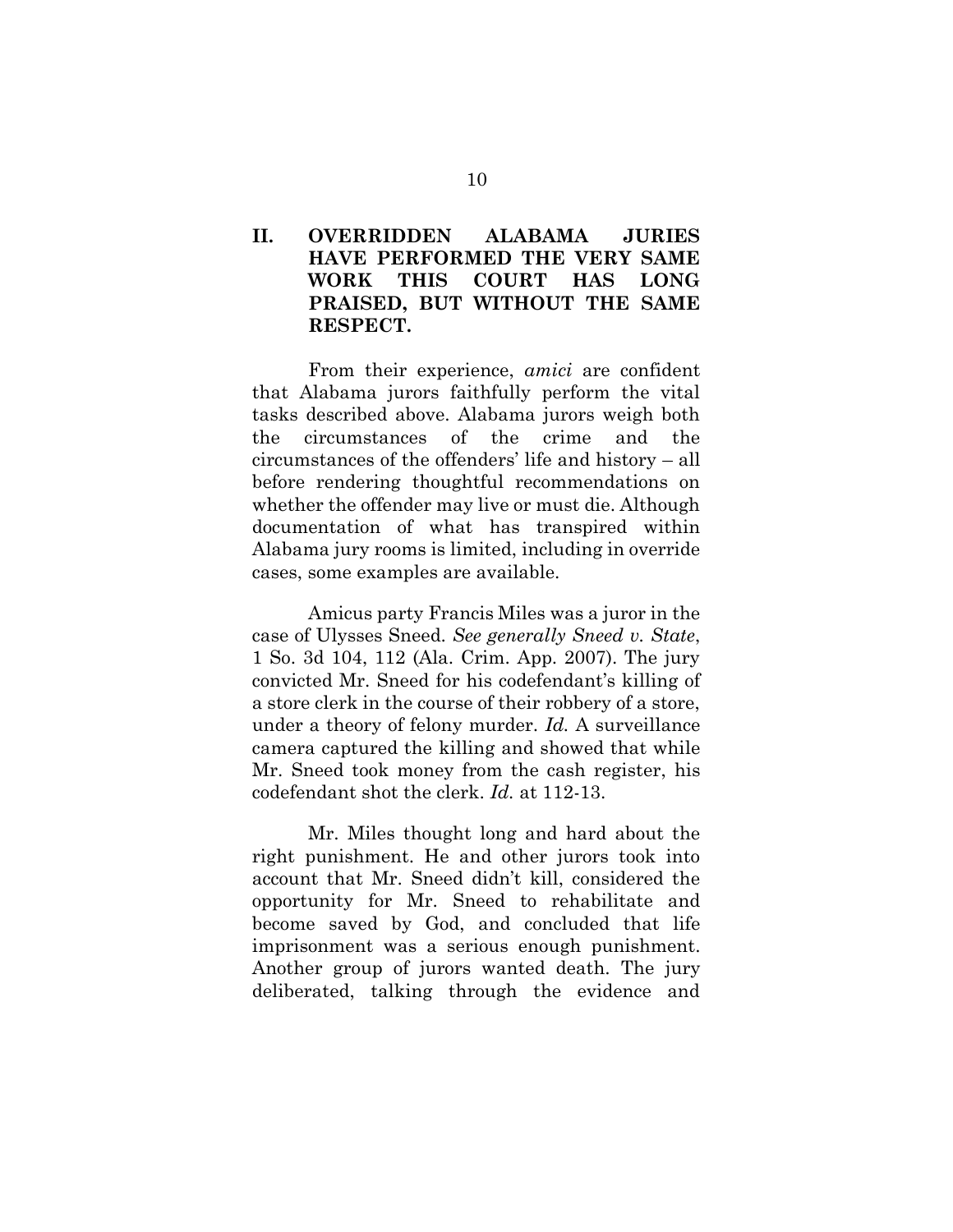## II. OVERRIDDEN ALABAMA JURIES HAVE PERFORMED THE VERY SAME WORK THIS COURT HAS LONG PRAISED, BUT WITHOUT THE SAME RESPECT.

From their experience, *amici* are confident that Alabama jurors faithfully perform the vital tasks described above. Alabama jurors weigh both the circumstances of the crime and the circumstances of the offenders' life and history – all before rendering thoughtful recommendations on whether the offender may live or must die. Although documentation of what has transpired within Alabama jury rooms is limited, including in override cases, some examples are available.

Amicus party Francis Miles was a juror in the case of Ulysses Sneed. *See generally Sneed v. State*, 1 So. 3d 104, 112 (Ala. Crim. App. 2007). The jury convicted Mr. Sneed for his codefendant's killing of a store clerk in the course of their robbery of a store, under a theory of felony murder. *Id.* A surveillance camera captured the killing and showed that while Mr. Sneed took money from the cash register, his codefendant shot the clerk. *Id.* at 112-13.

Mr. Miles thought long and hard about the right punishment. He and other jurors took into account that Mr. Sneed didn't kill, considered the opportunity for Mr. Sneed to rehabilitate and become saved by God, and concluded that life imprisonment was a serious enough punishment. Another group of jurors wanted death. The jury deliberated, talking through the evidence and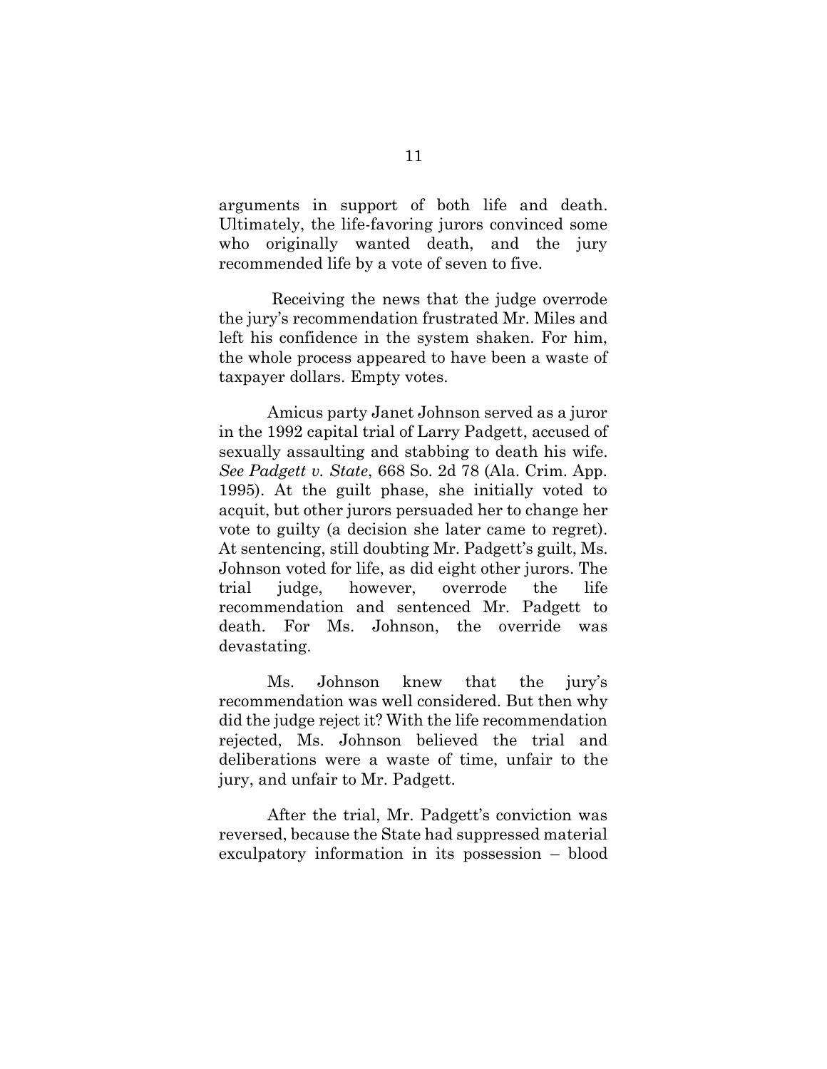arguments in support of both life and death. Ultimately, the life-favoring jurors convinced some who originally wanted death, and the jury recommended life by a vote of seven to five.

Receiving the news that the judge overrode the jury's recommendation frustrated Mr. Miles and left his confidence in the system shaken. For him, the whole process appeared to have been a waste of taxpayer dollars. Empty votes.

Amicus party Janet Johnson served as a juror in the 1992 capital trial of Larry Padgett, accused of sexually assaulting and stabbing to death his wife. *See Padgett v. State*, 668 So. 2d 78 (Ala. Crim. App. 1995). At the guilt phase, she initially voted to acquit, but other jurors persuaded her to change her vote to guilty (a decision she later came to regret). At sentencing, still doubting Mr. Padgett's guilt, Ms. Johnson voted for life, as did eight other jurors. The trial judge, however, overrode the life recommendation and sentenced Mr. Padgett to death. For Ms. Johnson, the override was devastating.

Ms. Johnson knew that the jury's recommendation was well considered. But then why did the judge reject it? With the life recommendation rejected, Ms. Johnson believed the trial and deliberations were a waste of time, unfair to the jury, and unfair to Mr. Padgett.

After the trial, Mr. Padgett's conviction was reversed, because the State had suppressed material exculpatory information in its possession – blood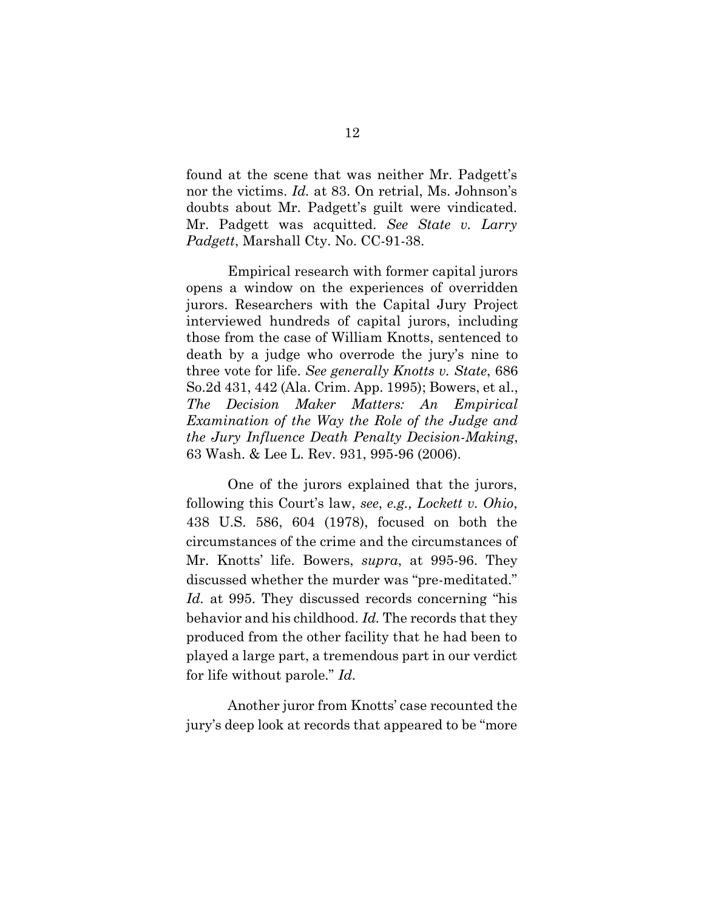found at the scene that was neither Mr. Padgett's nor the victims. *Id.* at 83. On retrial, Ms. Johnson's doubts about Mr. Padgett's guilt were vindicated. Mr. Padgett was acquitted. *See State v. Larry Padgett*, Marshall Cty. No. CC-91-38.

Empirical research with former capital jurors opens a window on the experiences of overridden jurors. Researchers with the Capital Jury Project interviewed hundreds of capital jurors, including those from the case of William Knotts, sentenced to death by a judge who overrode the jury's nine to three vote for life. *See generally Knotts v. State*, 686 So.2d 431, 442 (Ala. Crim. App. 1995); Bowers, et al., *The Decision Maker Matters: An Empirical Examination of the Way the Role of the Judge and the Jury Influence Death Penalty Decision-Making*, 63 Wash. & Lee L. Rev. 931, 995-96 (2006).

One of the jurors explained that the jurors, following this Court's law, *see*, *e.g., Lockett v. Ohio*, 438 U.S. 586, 604 (1978), focused on both the circumstances of the crime and the circumstances of Mr. Knotts' life. Bowers, *supra*, at 995-96. They discussed whether the murder was "pre-meditated." *Id.* at 995. They discussed records concerning "his behavior and his childhood. *Id.* The records that they produced from the other facility that he had been to played a large part, a tremendous part in our verdict for life without parole." *Id.*

Another juror from Knotts' case recounted the jury's deep look at records that appeared to be "more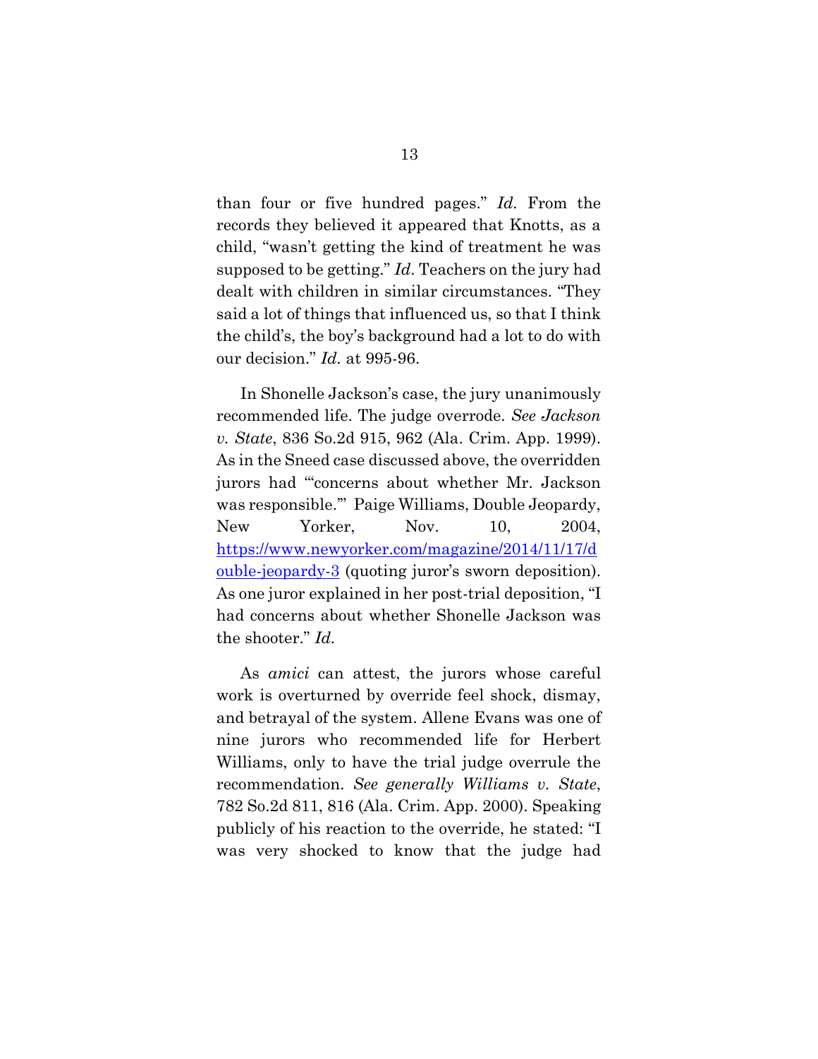than four or five hundred pages." *Id.* From the records they believed it appeared that Knotts, as a child, "wasn't getting the kind of treatment he was supposed to be getting." *Id*. Teachers on the jury had dealt with children in similar circumstances. "They said a lot of things that influenced us, so that I think the child's, the boy's background had a lot to do with our decision." *Id.* at 995-96.

In Shonelle Jackson's case, the jury unanimously recommended life. The judge overrode. *See Jackson v. State*, 836 So.2d 915, 962 (Ala. Crim. App. 1999). As in the Sneed case discussed above, the overridden jurors had "'concerns about whether Mr. Jackson was responsible.'" Paige Williams, Double Jeopardy, New Yorker, Nov. 10, 2004, [https://www.newyorker.com/magazine/2014/11/17/double-jeopardy-3](https://www.newyorker.com/magazine/2014/11/17/double-jeopardy-3) (quoting juror's sworn deposition). As one juror explained in her post-trial deposition, "I had concerns about whether Shonelle Jackson was the shooter." *Id.*

As *amici* can attest, the jurors whose careful work is overturned by override feel shock, dismay, and betrayal of the system. Allene Evans was one of nine jurors who recommended life for Herbert Williams, only to have the trial judge overrule the recommendation. *See generally Williams v. State*, 782 So.2d 811, 816 (Ala. Crim. App. 2000). Speaking publicly of his reaction to the override, he stated: "I was very shocked to know that the judge had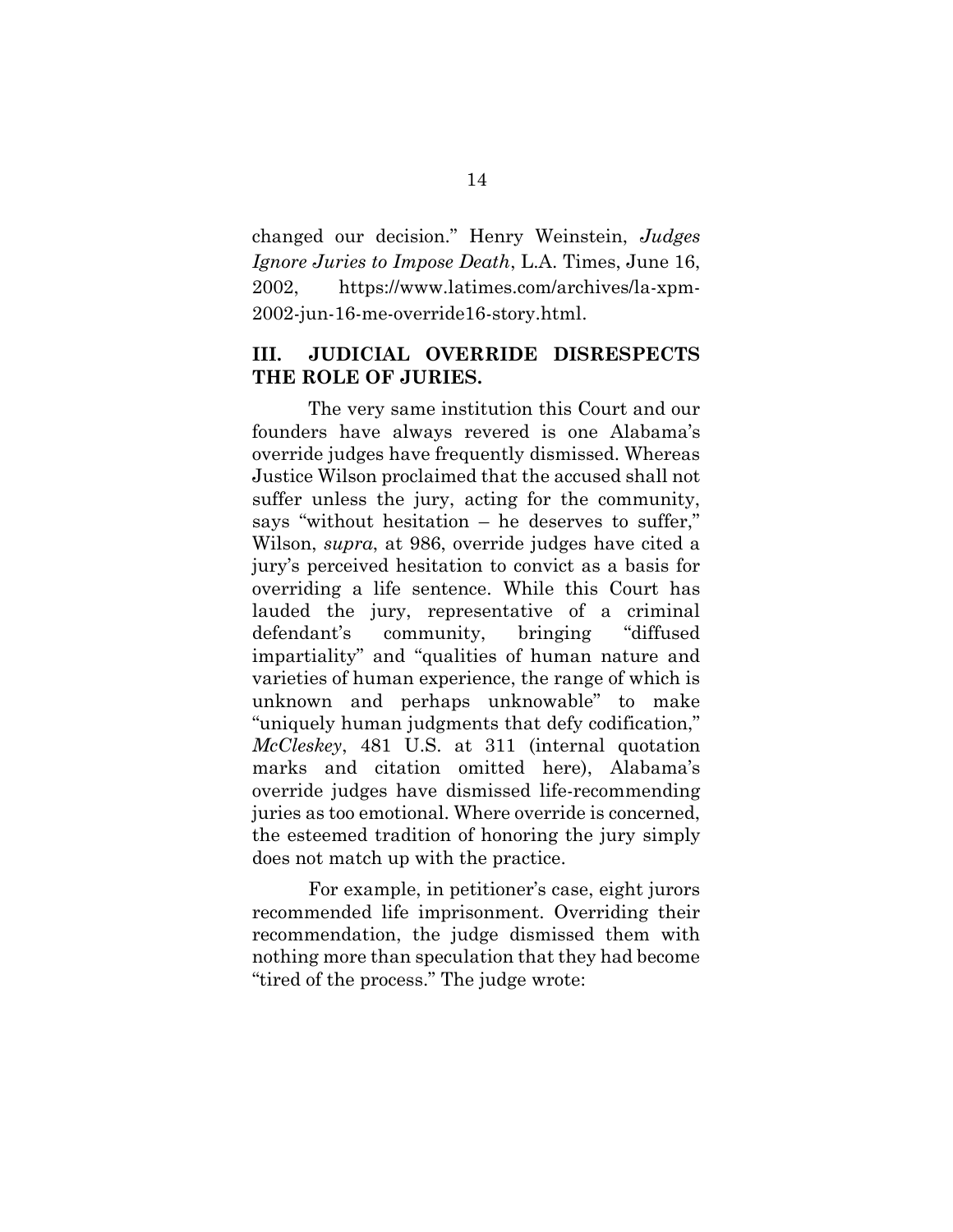changed our decision." Henry Weinstein, *Judges Ignore Juries to Impose Death*, L.A. Times, June 16, 2002, https://www.latimes.com/archives/la-xpm-2002-jun-16-me-override16-story.html.

## III. JUDICIAL OVERRIDE DISRESPECTS THE ROLE OF JURIES.

The very same institution this Court and our founders have always revered is one Alabama's override judges have frequently dismissed. Whereas Justice Wilson proclaimed that the accused shall not suffer unless the jury, acting for the community, says "without hesitation – he deserves to suffer," Wilson, *supra*, at 986, override judges have cited a jury's perceived hesitation to convict as a basis for overriding a life sentence. While this Court has lauded the jury, representative of a criminal defendant's community, bringing "diffused impartiality" and "qualities of human nature and varieties of human experience, the range of which is unknown and perhaps unknowable" to make "uniquely human judgments that defy codification," *McCleskey*, 481 U.S. at 311 (internal quotation marks and citation omitted here), Alabama's override judges have dismissed life-recommending juries as too emotional. Where override is concerned, the esteemed tradition of honoring the jury simply does not match up with the practice.

For example, in petitioner's case, eight jurors recommended life imprisonment. Overriding their recommendation, the judge dismissed them with nothing more than speculation that they had become "tired of the process." The judge wrote: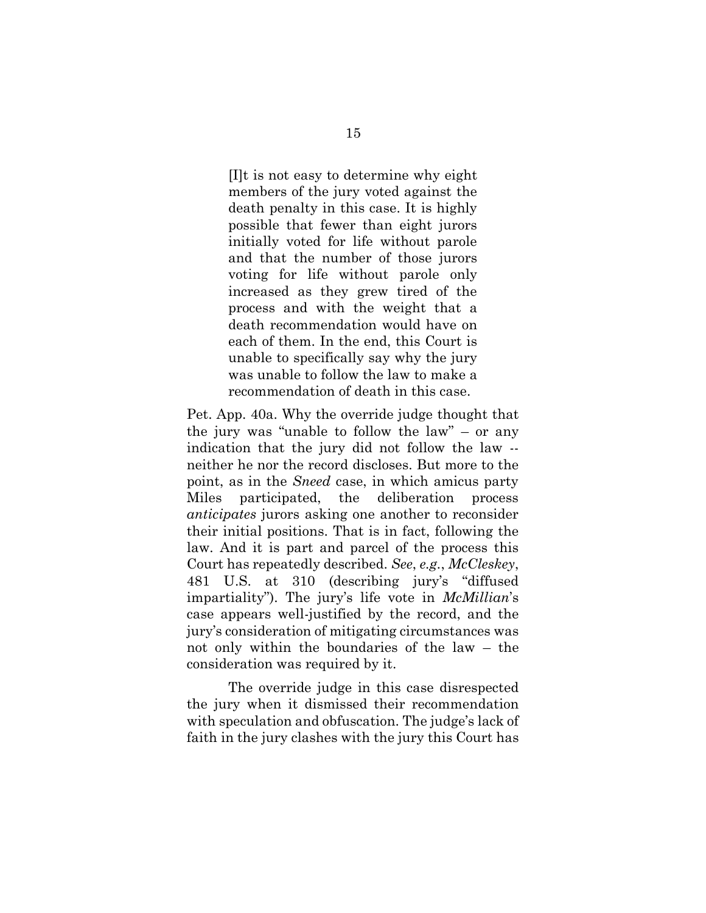> [I]t is not easy to determine why eight members of the jury voted against the death penalty in this case. It is highly possible that fewer than eight jurors initially voted for life without parole and that the number of those jurors voting for life without parole only increased as they grew tired of the process and with the weight that a death recommendation would have on each of them. In the end, this Court is unable to specifically say why the jury was unable to follow the law to make a recommendation of death in this case.

Pet. App. 40a. Why the override judge thought that the jury was "unable to follow the law" – or any indication that the jury did not follow the law -- neither he nor the record discloses. But more to the point, as in the *Sneed* case, in which amicus party Miles participated, the deliberation process *anticipates* jurors asking one another to reconsider their initial positions. That is in fact, following the law. And it is part and parcel of the process this Court has repeatedly described. *See*, *e.g.*, *McCleskey*, 481 U.S. at 310 (describing jury's "diffused impartiality"). The jury's life vote in *McMillian*'s case appears well-justified by the record, and the jury's consideration of mitigating circumstances was not only within the boundaries of the law – the consideration was required by it.

The override judge in this case disrespected the jury when it dismissed their recommendation with speculation and obfuscation. The judge's lack of faith in the jury clashes with the jury this Court has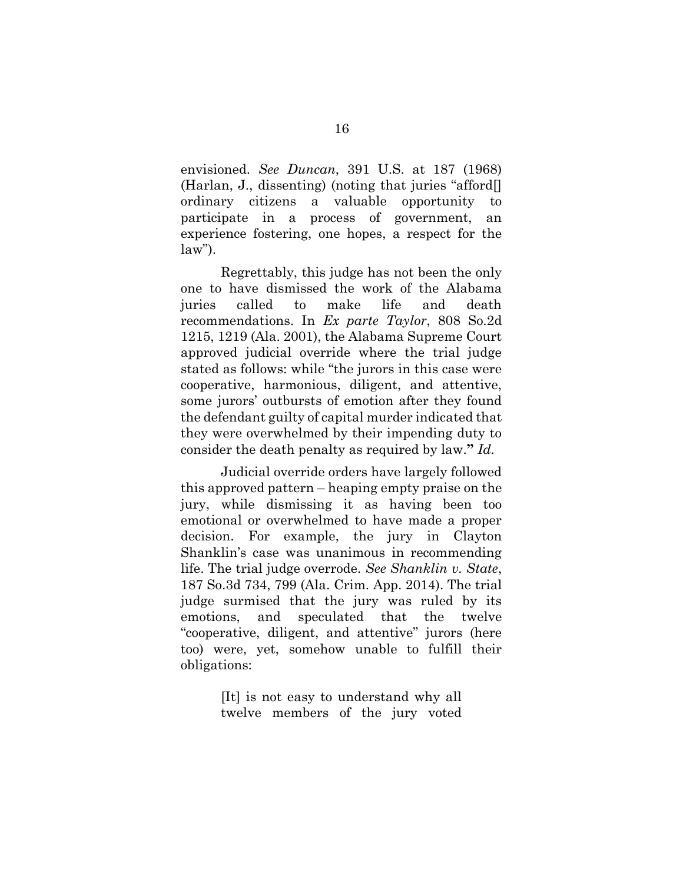envisioned. *See Duncan*, 391 U.S. at 187 (1968) (Harlan, J., dissenting) (noting that juries "afford[] ordinary citizens a valuable opportunity to participate in a process of government, an experience fostering, one hopes, a respect for the law").

Regrettably, this judge has not been the only one to have dismissed the work of the Alabama juries called to make life and death recommendations. In *Ex parte Taylor*, 808 So.2d 1215, 1219 (Ala. 2001), the Alabama Supreme Court approved judicial override where the trial judge stated as follows: while "the jurors in this case were cooperative, harmonious, diligent, and attentive, some jurors' outbursts of emotion after they found the defendant guilty of capital murder indicated that they were overwhelmed by their impending duty to consider the death penalty as required by law." *Id.*

Judicial override orders have largely followed this approved pattern – heaping empty praise on the jury, while dismissing it as having been too emotional or overwhelmed to have made a proper decision. For example, the jury in Clayton Shanklin's case was unanimous in recommending life. The trial judge overrode. *See Shanklin v. State*, 187 So.3d 734, 799 (Ala. Crim. App. 2014). The trial judge surmised that the jury was ruled by its emotions, and speculated that the twelve "cooperative, diligent, and attentive" jurors (here too) were, yet, somehow unable to fulfill their obligations:

> [It] is not easy to understand why all twelve members of the jury voted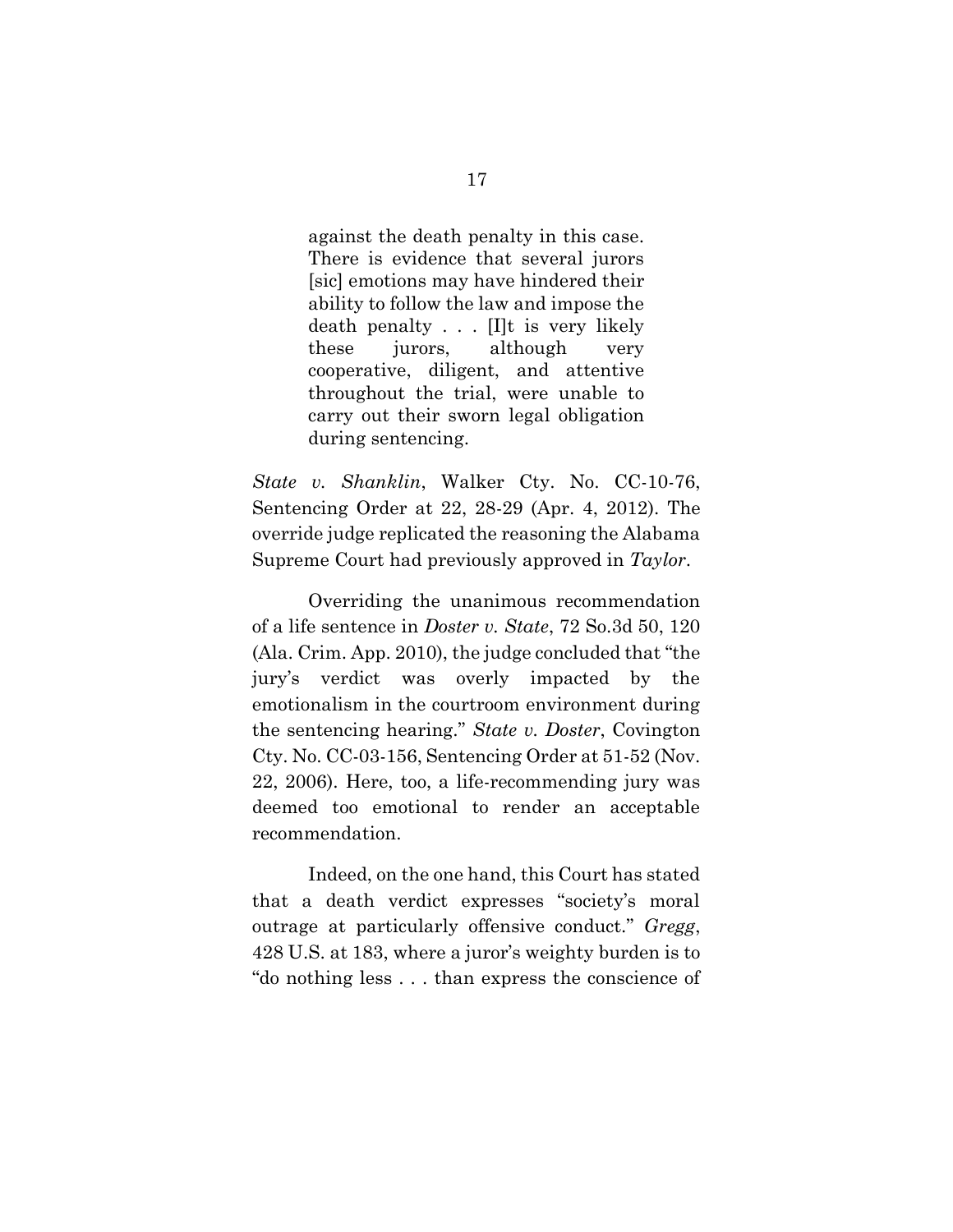> against the death penalty in this case. There is evidence that several jurors [sic] emotions may have hindered their ability to follow the law and impose the death penalty . . . [I]t is very likely these jurors, although very cooperative, diligent, and attentive throughout the trial, were unable to carry out their sworn legal obligation during sentencing.

*State v. Shanklin*, Walker Cty. No. CC-10-76, Sentencing Order at 22, 28-29 (Apr. 4, 2012). The override judge replicated the reasoning the Alabama Supreme Court had previously approved in *Taylor*.

Overriding the unanimous recommendation of a life sentence in *Doster v. State*, 72 So.3d 50, 120 (Ala. Crim. App. 2010), the judge concluded that "the jury's verdict was overly impacted by the emotionalism in the courtroom environment during the sentencing hearing." *State v. Doster*, Covington Cty. No. CC-03-156, Sentencing Order at 51-52 (Nov. 22, 2006). Here, too, a life-recommending jury was deemed too emotional to render an acceptable recommendation.

Indeed, on the one hand, this Court has stated that a death verdict expresses "society's moral outrage at particularly offensive conduct." *Gregg*, 428 U.S. at 183, where a juror's weighty burden is to "do nothing less . . . than express the conscience of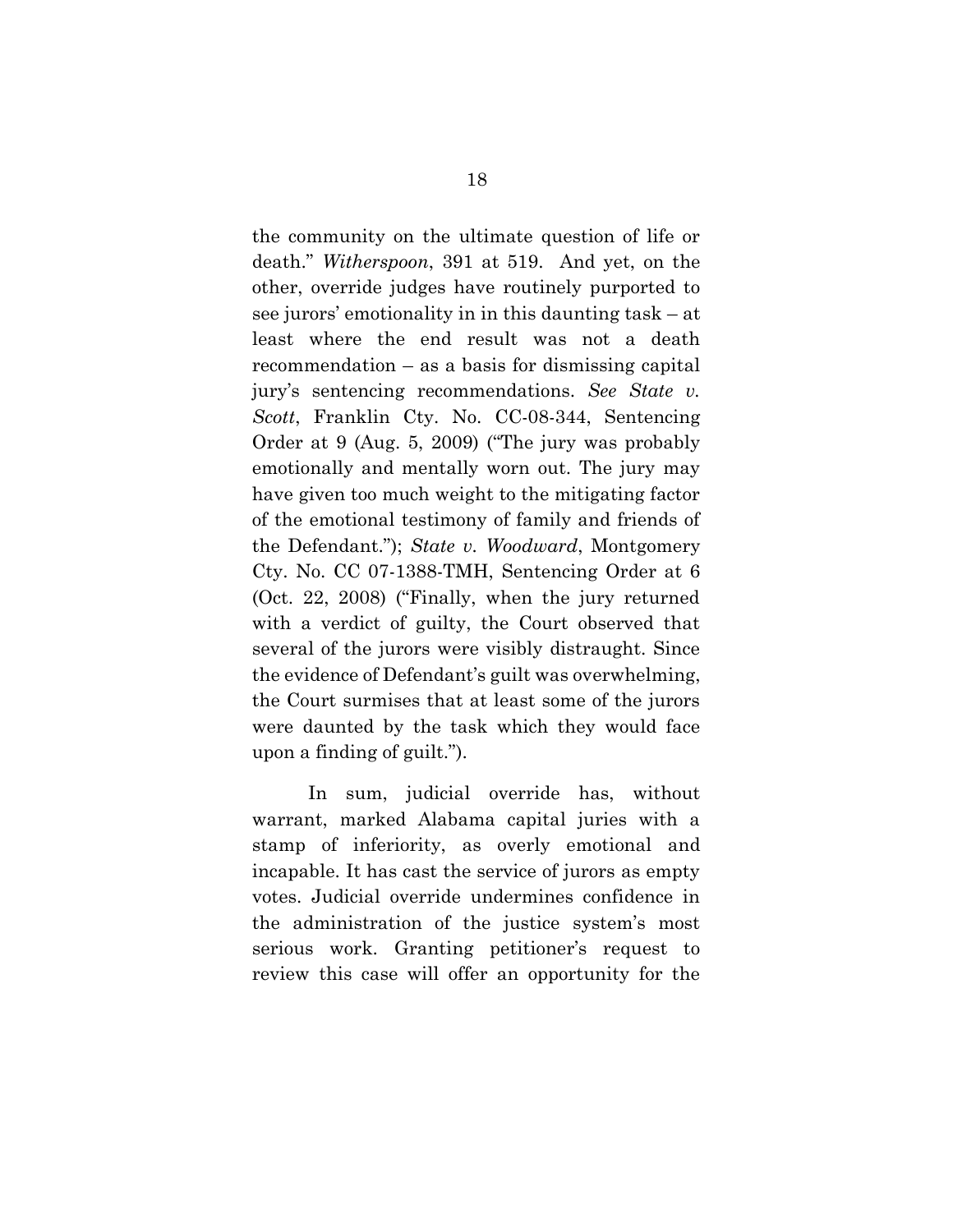the community on the ultimate question of life or death." *Witherspoon*, 391 at 519. And yet, on the other, override judges have routinely purported to see jurors' emotionality in in this daunting task – at least where the end result was not a death recommendation – as a basis for dismissing capital jury's sentencing recommendations. *See State v. Scott*, Franklin Cty. No. CC-08-344, Sentencing Order at 9 (Aug. 5, 2009) ("The jury was probably emotionally and mentally worn out. The jury may have given too much weight to the mitigating factor of the emotional testimony of family and friends of the Defendant."); *State v. Woodward*, Montgomery Cty. No. CC 07-1388-TMH, Sentencing Order at 6 (Oct. 22, 2008) ("Finally, when the jury returned with a verdict of guilty, the Court observed that several of the jurors were visibly distraught. Since the evidence of Defendant's guilt was overwhelming, the Court surmises that at least some of the jurors were daunted by the task which they would face upon a finding of guilt.").

In sum, judicial override has, without warrant, marked Alabama capital juries with a stamp of inferiority, as overly emotional and incapable. It has cast the service of jurors as empty votes. Judicial override undermines confidence in the administration of the justice system's most serious work. Granting petitioner's request to review this case will offer an opportunity for the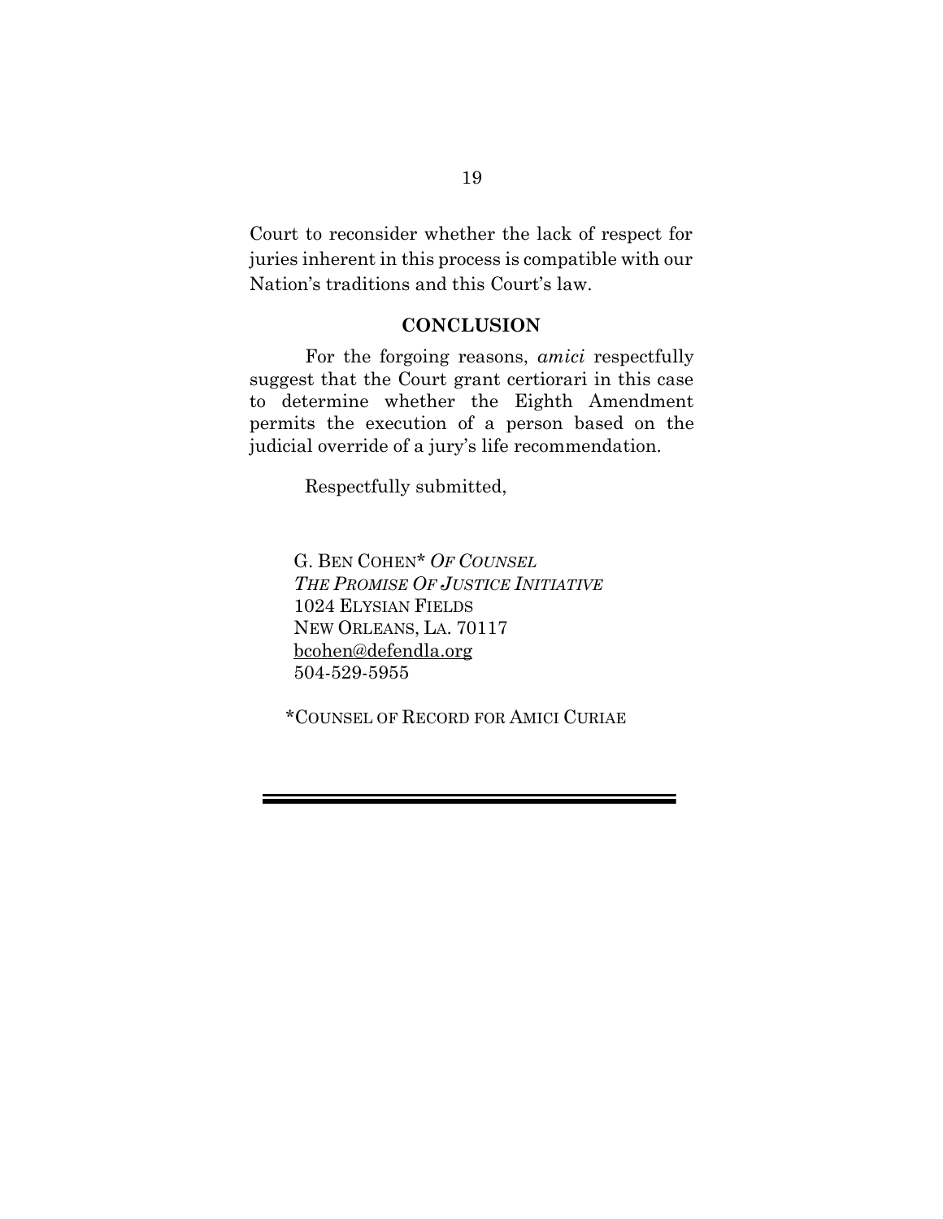Court to reconsider whether the lack of respect for juries inherent in this process is compatible with our Nation's traditions and this Court's law.

## CONCLUSION

For the forgoing reasons, *amici* respectfully suggest that the Court grant certiorari in this case to determine whether the Eighth Amendment permits the execution of a person based on the judicial override of a jury's life recommendation.

Respectfully submitted,

G. BEN COHEN* *OF COUNSEL*
*THE PROMISE OF JUSTICE INITIATIVE*
1024 ELYSIAN FIELDS
NEW ORLEANS, LA. 70117
bcohen@defendla.org
504-529-5955

*COUNSEL OF RECORD FOR AMICI CURIAE